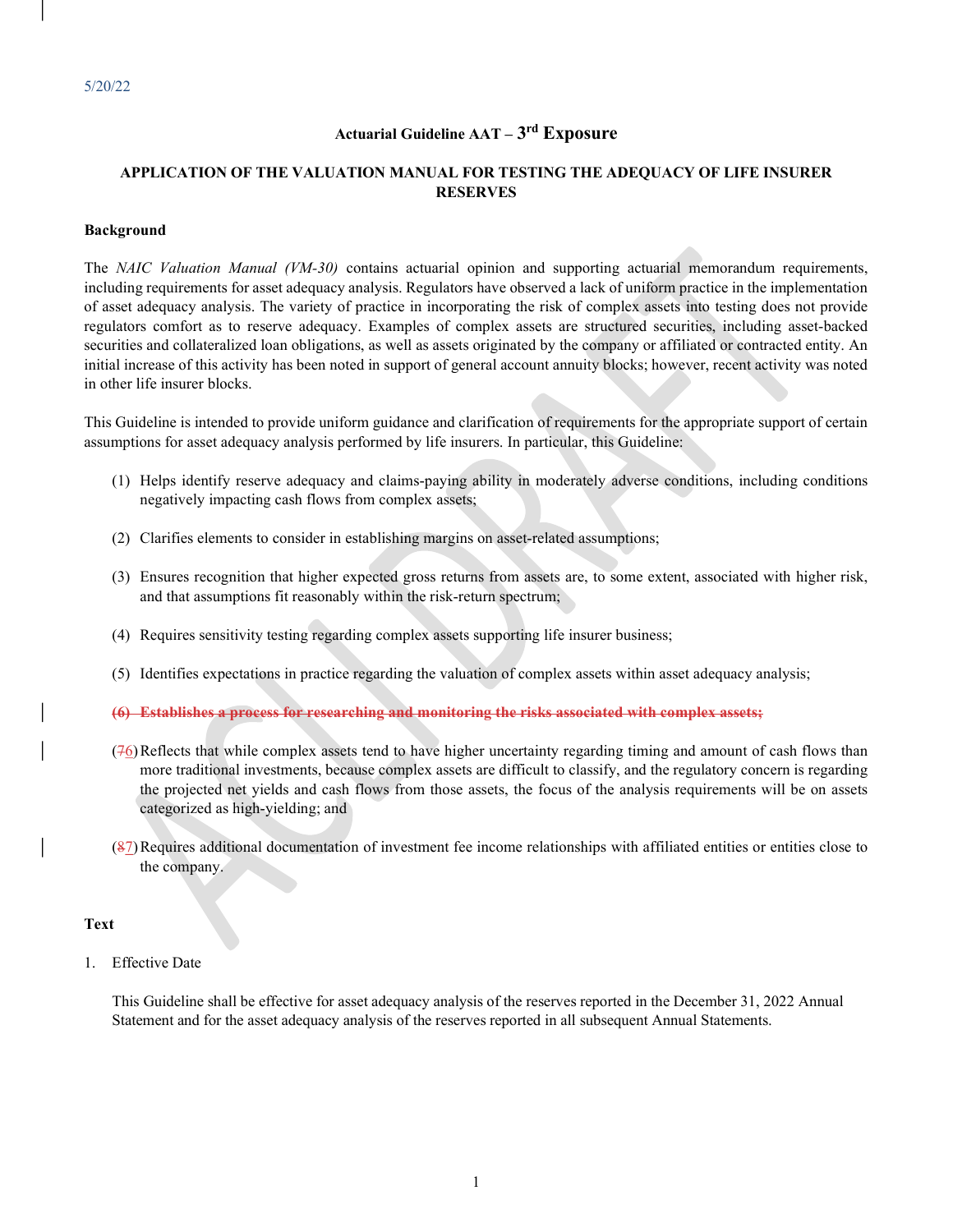5/20/22

# Actuarial Guideline AAT – 3rd Exposure

## APPLICATION OF THE VALUATION MANUAL FOR TESTING THE ADEQUACY OF LIFE INSURER RESERVES

### Background

The *NAIC Valuation Manual (VM-30)* contains actuarial opinion and supporting actuarial memorandum requirements, including requirements for asset adequacy analysis. Regulators have observed a lack of uniform practice in the implementation of asset adequacy analysis. The variety of practice in incorporating the risk of complex assets into testing does not provide regulators comfort as to reserve adequacy. Examples of complex assets are structured securities, including asset-backed securities and collateralized loan obligations, as well as assets originated by the company or affiliated or contracted entity. An initial increase of this activity has been noted in support of general account annuity blocks; however, recent activity was noted in other life insurer blocks.

This Guideline is intended to provide uniform guidance and clarification of requirements for the appropriate support of certain assumptions for asset adequacy analysis performed by life insurers. In particular, this Guideline:

(1) Helps identify reserve adequacy and claims-paying ability in moderately adverse conditions, including conditions negatively impacting cash flows from complex assets;

(2) Clarifies elements to consider in establishing margins on asset-related assumptions;

(3) Ensures recognition that higher expected gross returns from assets are, to some extent, associated with higher risk, and that assumptions fit reasonably within the risk-return spectrum;

(4) Requires sensitivity testing regarding complex assets supporting life insurer business;

(5) Identifies expectations in practice regarding the valuation of complex assets within asset adequacy analysis;

~~(6) Establishes a process for researching and monitoring the risks associated with complex assets;~~

(~~7~~6) Reflects that while complex assets tend to have higher uncertainty regarding timing and amount of cash flows than more traditional investments, because complex assets are difficult to classify, and the regulatory concern is regarding the projected net yields and cash flows from those assets, the focus of the analysis requirements will be on assets categorized as high-yielding; and

(~~8~~7) Requires additional documentation of investment fee income relationships with affiliated entities or entities close to the company.

### Text

1. Effective Date

   This Guideline shall be effective for asset adequacy analysis of the reserves reported in the December 31, 2022 Annual Statement and for the asset adequacy analysis of the reserves reported in all subsequent Annual Statements.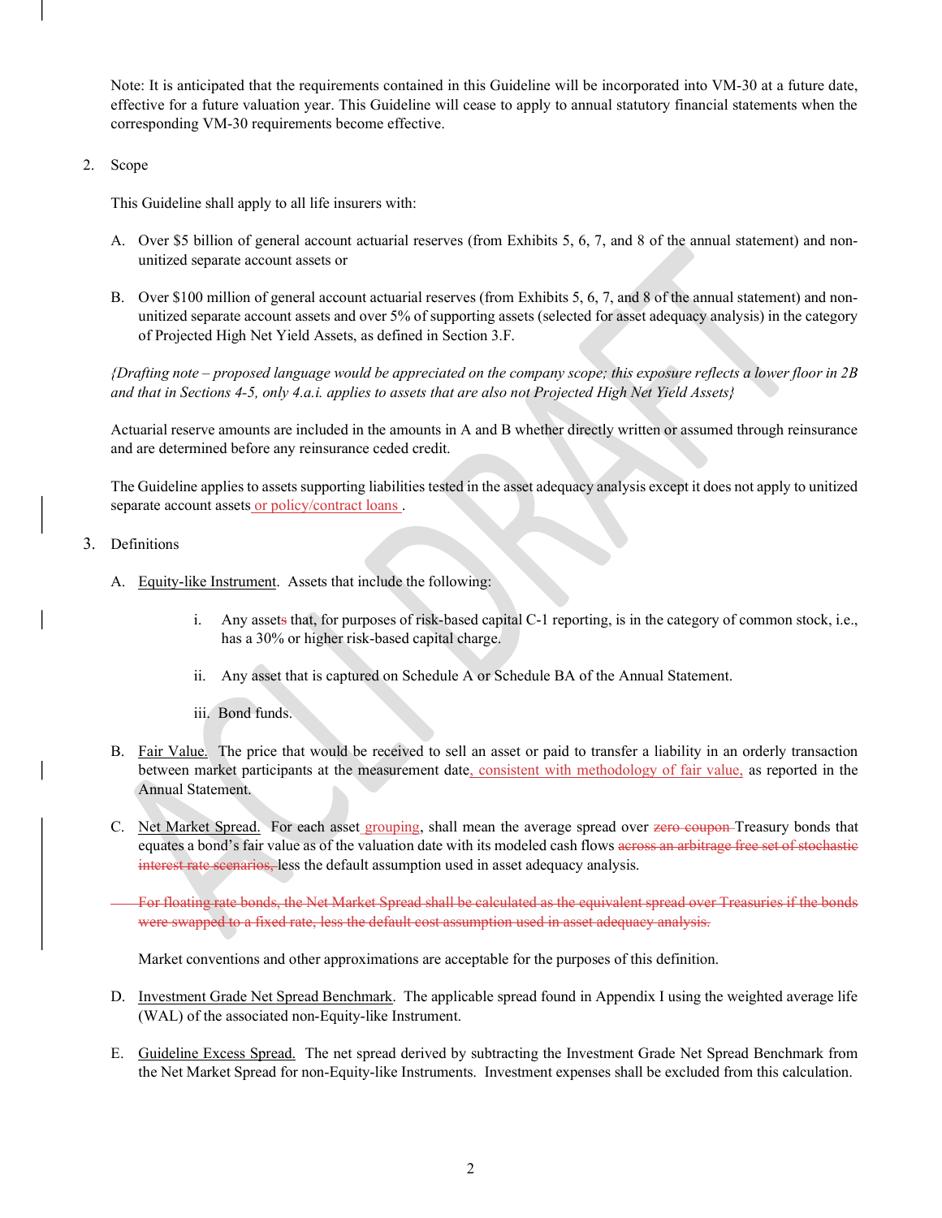Note: It is anticipated that the requirements contained in this Guideline will be incorporated into VM-30 at a future date, effective for a future valuation year. This Guideline will cease to apply to annual statutory financial statements when the corresponding VM-30 requirements become effective.

2. Scope

This Guideline shall apply to all life insurers with:

A. Over $5 billion of general account actuarial reserves (from Exhibits 5, 6, 7, and 8 of the annual statement) and non-unitized separate account assets or

B. Over $100 million of general account actuarial reserves (from Exhibits 5, 6, 7, and 8 of the annual statement) and non-unitized separate account assets and over 5% of supporting assets (selected for asset adequacy analysis) in the category of Projected High Net Yield Assets, as defined in Section 3.F.

*{Drafting note – proposed language would be appreciated on the company scope; this exposure reflects a lower floor in 2B and that in Sections 4-5, only 4.a.i. applies to assets that are also not Projected High Net Yield Assets}*

Actuarial reserve amounts are included in the amounts in A and B whether directly written or assumed through reinsurance and are determined before any reinsurance ceded credit.

The Guideline applies to assets supporting liabilities tested in the asset adequacy analysis except it does not apply to unitized separate account assets or policy/contract loans .

3. Definitions

A. Equity-like Instrument. Assets that include the following:

   i. Any assets that, for purposes of risk-based capital C-1 reporting, is in the category of common stock, i.e., has a 30% or higher risk-based capital charge.

   ii. Any asset that is captured on Schedule A or Schedule BA of the Annual Statement.

   iii. Bond funds.

B. Fair Value. The price that would be received to sell an asset or paid to transfer a liability in an orderly transaction between market participants at the measurement date, consistent with methodology of fair value, as reported in the Annual Statement.

C. Net Market Spread. For each asset grouping, shall mean the average spread over ~~zero coupon~~ Treasury bonds that equates a bond's fair value as of the valuation date with its modeled cash flows ~~across an arbitrage free set of stochastic interest rate scenarios,~~ less the default assumption used in asset adequacy analysis.

~~For floating rate bonds, the Net Market Spread shall be calculated as the equivalent spread over Treasuries if the bonds were swapped to a fixed rate, less the default cost assumption used in asset adequacy analysis.~~

Market conventions and other approximations are acceptable for the purposes of this definition.

D. Investment Grade Net Spread Benchmark. The applicable spread found in Appendix I using the weighted average life (WAL) of the associated non-Equity-like Instrument.

E. Guideline Excess Spread. The net spread derived by subtracting the Investment Grade Net Spread Benchmark from the Net Market Spread for non-Equity-like Instruments. Investment expenses shall be excluded from this calculation.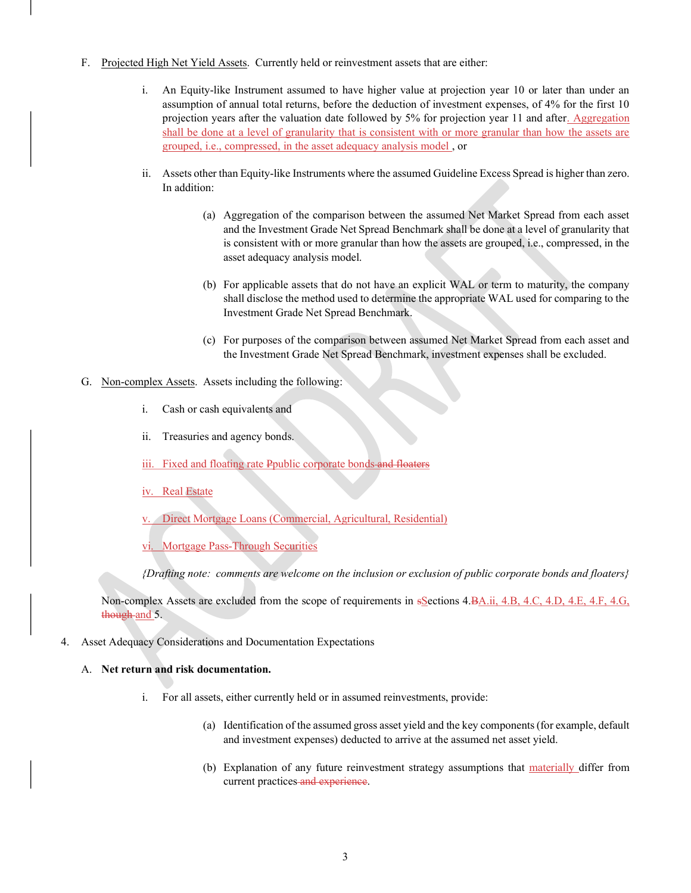F. Projected High Net Yield Assets. Currently held or reinvestment assets that are either:

   i. An Equity-like Instrument assumed to have higher value at projection year 10 or later than under an assumption of annual total returns, before the deduction of investment expenses, of 4% for the first 10 projection years after the valuation date followed by 5% for projection year 11 and after. Aggregation shall be done at a level of granularity that is consistent with or more granular than how the assets are grouped, i.e., compressed, in the asset adequacy analysis model , or

   ii. Assets other than Equity-like Instruments where the assumed Guideline Excess Spread is higher than zero. In addition:

      (a) Aggregation of the comparison between the assumed Net Market Spread from each asset and the Investment Grade Net Spread Benchmark shall be done at a level of granularity that is consistent with or more granular than how the assets are grouped, i.e., compressed, in the asset adequacy analysis model.

      (b) For applicable assets that do not have an explicit WAL or term to maturity, the company shall disclose the method used to determine the appropriate WAL used for comparing to the Investment Grade Net Spread Benchmark.

      (c) For purposes of the comparison between assumed Net Market Spread from each asset and the Investment Grade Net Spread Benchmark, investment expenses shall be excluded.

G. Non-complex Assets. Assets including the following:

   i. Cash or cash equivalents and

   ii. Treasuries and agency bonds.

   iii. Fixed and floating rate ~~P~~public corporate bonds ~~and floaters~~

   iv. Real Estate

   v. Direct Mortgage Loans (Commercial, Agricultural, Residential)

   vi. Mortgage Pass-Through Securities

   *{Drafting note: comments are welcome on the inclusion or exclusion of public corporate bonds and floaters}*

   Non-complex Assets are excluded from the scope of requirements in ~~s~~Sections 4.~~B~~A.ii, 4.B, 4.C, 4.D, 4.E, 4.F, 4.G, ~~though~~ and 5.

4. Asset Adequacy Considerations and Documentation Expectations

   A. **Net return and risk documentation.**

      i. For all assets, either currently held or in assumed reinvestments, provide:

         (a) Identification of the assumed gross asset yield and the key components (for example, default and investment expenses) deducted to arrive at the assumed net asset yield.

         (b) Explanation of any future reinvestment strategy assumptions that materially differ from current practices ~~and experience~~.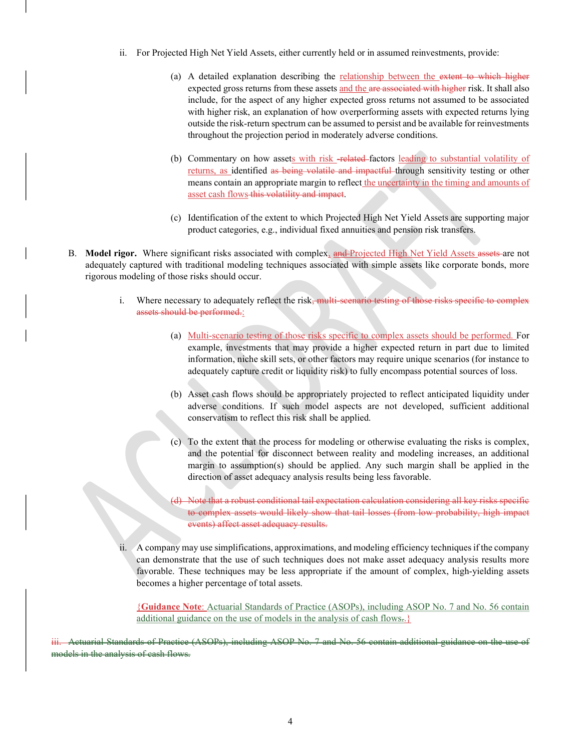ii. For Projected High Net Yield Assets, either currently held or in assumed reinvestments, provide:

(a) A detailed explanation describing the relationship between the ~~extent to which higher~~ expected gross returns from these assets and the ~~are associated with higher~~ risk. It shall also include, for the aspect of any higher expected gross returns not assumed to be associated with higher risk, an explanation of how overperforming assets with expected returns lying outside the risk-return spectrum can be assumed to persist and be available for reinvestments throughout the projection period in moderately adverse conditions.

(b) Commentary on how assets with risk ~~-related~~ factors leading to substantial volatility of returns, as identified ~~as being volatile and impactful~~ through sensitivity testing or other means contain an appropriate margin to reflect the uncertainty in the timing and amounts of asset cash flows ~~this volatility and impact~~.

(c) Identification of the extent to which Projected High Net Yield Assets are supporting major product categories, e.g., individual fixed annuities and pension risk transfers.

B. **Model rigor.** Where significant risks associated with complex, ~~and~~ Projected High Net Yield Assets ~~assets~~ are not adequately captured with traditional modeling techniques associated with simple assets like corporate bonds, more rigorous modeling of those risks should occur.

i. Where necessary to adequately reflect the risk~~, multi-scenario testing of those risks specific to complex assets should be performed.~~:

(a) Multi-scenario testing of those risks specific to complex assets should be performed. For example, investments that may provide a higher expected return in part due to limited information, niche skill sets, or other factors may require unique scenarios (for instance to adequately capture credit or liquidity risk) to fully encompass potential sources of loss.

(b) Asset cash flows should be appropriately projected to reflect anticipated liquidity under adverse conditions. If such model aspects are not developed, sufficient additional conservatism to reflect this risk shall be applied.

(c) To the extent that the process for modeling or otherwise evaluating the risks is complex, and the potential for disconnect between reality and modeling increases, an additional margin to assumption(s) should be applied. Any such margin shall be applied in the direction of asset adequacy analysis results being less favorable.

~~(d) Note that a robust conditional tail expectation calculation considering all key risks specific to complex assets would likely show that tail losses (from low probability, high impact events) affect asset adequacy results.~~

ii. A company may use simplifications, approximations, and modeling efficiency techniques if the company can demonstrate that the use of such techniques does not make asset adequacy analysis results more favorable. These techniques may be less appropriate if the amount of complex, high-yielding assets becomes a higher percentage of total assets.

{**Guidance Note**: Actuarial Standards of Practice (ASOPs), including ASOP No. 7 and No. 56 contain additional guidance on the use of models in the analysis of cash flows~~.~~.}

~~iii. Actuarial Standards of Practice (ASOPs), including ASOP No. 7 and No. 56 contain additional guidance on the use of models in the analysis of cash flows.~~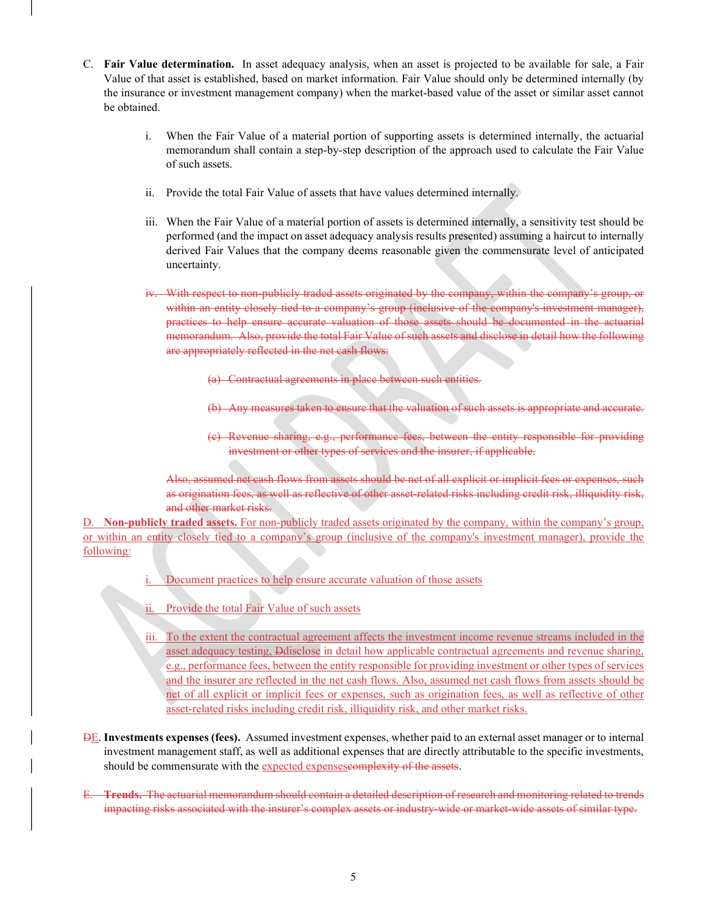C. **Fair Value determination.** In asset adequacy analysis, when an asset is projected to be available for sale, a Fair Value of that asset is established, based on market information. Fair Value should only be determined internally (by the insurance or investment management company) when the market-based value of the asset or similar asset cannot be obtained.

   i. When the Fair Value of a material portion of supporting assets is determined internally, the actuarial memorandum shall contain a step-by-step description of the approach used to calculate the Fair Value of such assets.

   ii. Provide the total Fair Value of assets that have values determined internally.

   iii. When the Fair Value of a material portion of assets is determined internally, a sensitivity test should be performed (and the impact on asset adequacy analysis results presented) assuming a haircut to internally derived Fair Values that the company deems reasonable given the commensurate level of anticipated uncertainty.

   ~~iv. With respect to non-publicly traded assets originated by the company, within the company's group, or within an entity closely tied to a company's group (inclusive of the company's investment manager), practices to help ensure accurate valuation of those assets should be documented in the actuarial memorandum. Also, provide the total Fair Value of such assets and disclose in detail how the following are appropriately reflected in the net cash flows:~~

      ~~(a) Contractual agreements in place between such entities.~~

      ~~(b) Any measures taken to ensure that the valuation of such assets is appropriate and accurate.~~

      ~~(c) Revenue sharing, e.g., performance fees, between the entity responsible for providing investment or other types of services and the insurer, if applicable.~~

   ~~Also, assumed net cash flows from assets should be net of all explicit or implicit fees or expenses, such as origination fees, as well as reflective of other asset-related risks including credit risk, illiquidity risk, and other market risks.~~

D. **Non-publicly traded assets.** For non-publicly traded assets originated by the company, within the company's group, or within an entity closely tied to a company's group (inclusive of the company's investment manager), provide the following:

   i. Document practices to help ensure accurate valuation of those assets

   ii. Provide the total Fair Value of such assets

   iii. To the extent the contractual agreement affects the investment income revenue streams included in the asset adequacy testing, ~~D~~disclose in detail how applicable contractual agreements and revenue sharing, e.g., performance fees, between the entity responsible for providing investment or other types of services and the insurer are reflected in the net cash flows. Also, assumed net cash flows from assets should be net of all explicit or implicit fees or expenses, such as origination fees, as well as reflective of other asset-related risks including credit risk, illiquidity risk, and other market risks.

~~D~~E. **Investments expenses (fees).** Assumed investment expenses, whether paid to an external asset manager or to internal investment management staff, as well as additional expenses that are directly attributable to the specific investments, should be commensurate with the expected expenses~~complexity of the assets~~.

~~E. **Trends.** The actuarial memorandum should contain a detailed description of research and monitoring related to trends impacting risks associated with the insurer's complex assets or industry-wide or market-wide assets of similar type.~~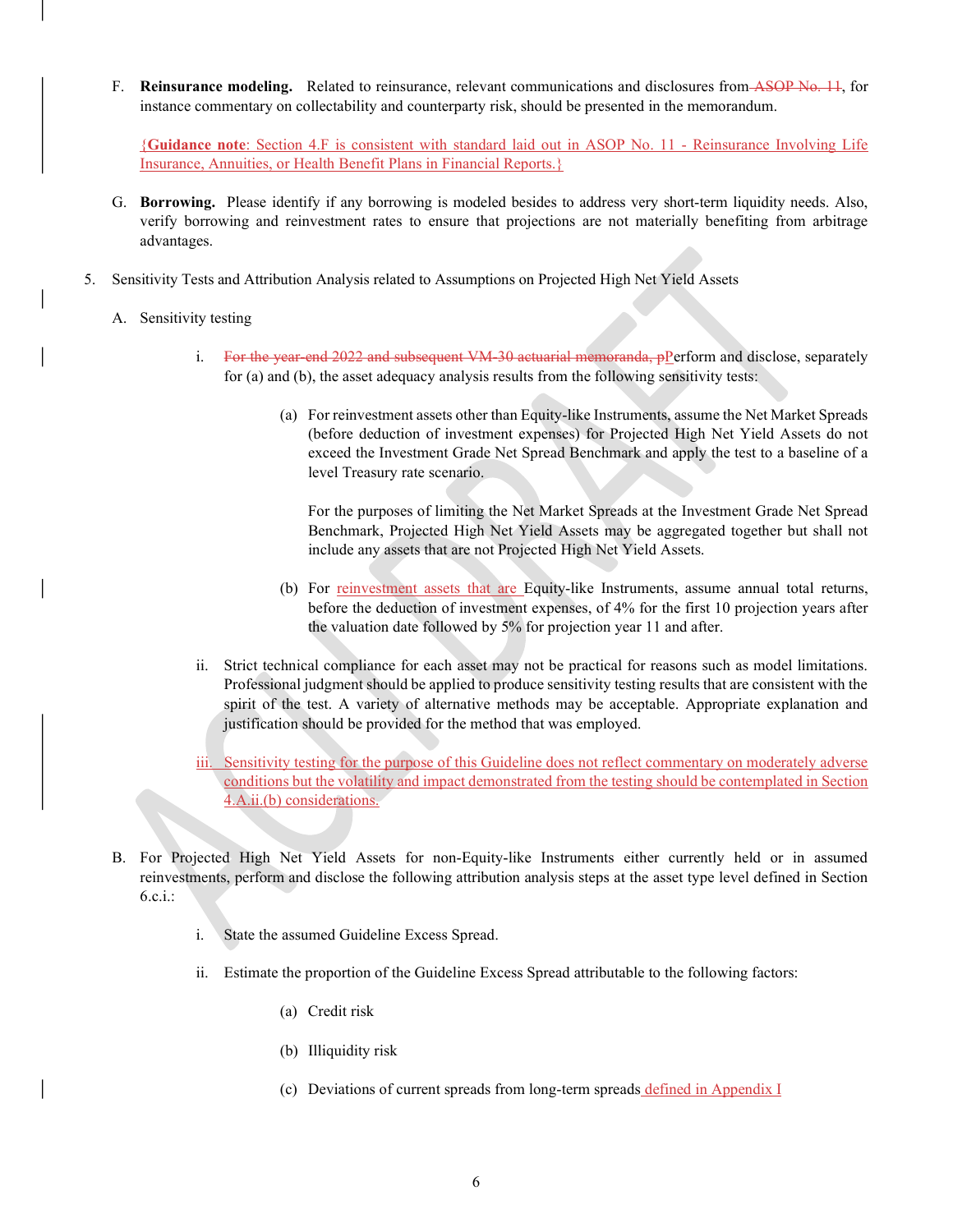F. **Reinsurance modeling.** Related to reinsurance, relevant communications and disclosures from ~~ASOP No. 11~~, for instance commentary on collectability and counterparty risk, should be presented in the memorandum.

{**Guidance note**: Section 4.F is consistent with standard laid out in ASOP No. 11 - Reinsurance Involving Life Insurance, Annuities, or Health Benefit Plans in Financial Reports.}

G. **Borrowing.** Please identify if any borrowing is modeled besides to address very short-term liquidity needs. Also, verify borrowing and reinvestment rates to ensure that projections are not materially benefiting from arbitrage advantages.

5. Sensitivity Tests and Attribution Analysis related to Assumptions on Projected High Net Yield Assets

A. Sensitivity testing

i. ~~For the year-end 2022 and subsequent VM-30 actuarial memoranda, p~~Perform and disclose, separately for (a) and (b), the asset adequacy analysis results from the following sensitivity tests:

(a) For reinvestment assets other than Equity-like Instruments, assume the Net Market Spreads (before deduction of investment expenses) for Projected High Net Yield Assets do not exceed the Investment Grade Net Spread Benchmark and apply the test to a baseline of a level Treasury rate scenario.

For the purposes of limiting the Net Market Spreads at the Investment Grade Net Spread Benchmark, Projected High Net Yield Assets may be aggregated together but shall not include any assets that are not Projected High Net Yield Assets.

(b) For reinvestment assets that are Equity-like Instruments, assume annual total returns, before the deduction of investment expenses, of 4% for the first 10 projection years after the valuation date followed by 5% for projection year 11 and after.

ii. Strict technical compliance for each asset may not be practical for reasons such as model limitations. Professional judgment should be applied to produce sensitivity testing results that are consistent with the spirit of the test. A variety of alternative methods may be acceptable. Appropriate explanation and justification should be provided for the method that was employed.

iii. Sensitivity testing for the purpose of this Guideline does not reflect commentary on moderately adverse conditions but the volatility and impact demonstrated from the testing should be contemplated in Section 4.A.ii.(b) considerations.

B. For Projected High Net Yield Assets for non-Equity-like Instruments either currently held or in assumed reinvestments, perform and disclose the following attribution analysis steps at the asset type level defined in Section 6.c.i.:

i. State the assumed Guideline Excess Spread.

ii. Estimate the proportion of the Guideline Excess Spread attributable to the following factors:

(a) Credit risk

(b) Illiquidity risk

(c) Deviations of current spreads from long-term spreads defined in Appendix I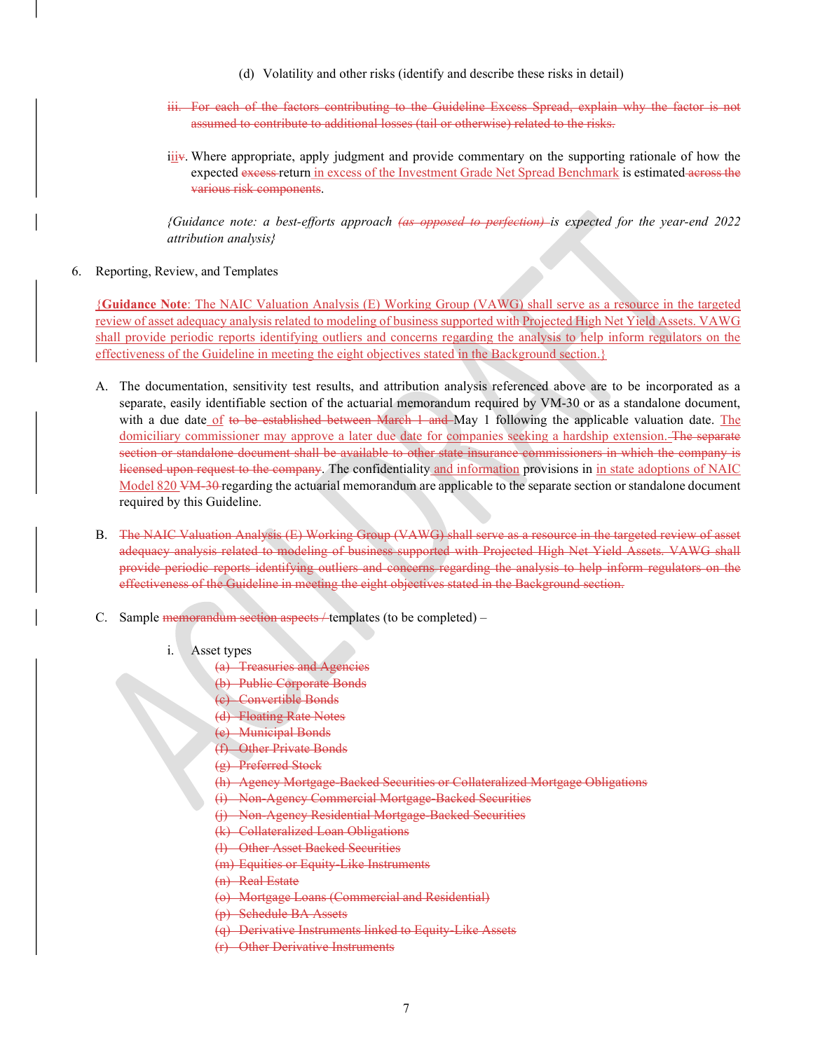(d) Volatility and other risks (identify and describe these risks in detail)

~~iii. For each of the factors contributing to the Guideline Excess Spread, explain why the factor is not assumed to contribute to additional losses (tail or otherwise) related to the risks.~~

iii~~v~~. Where appropriate, apply judgment and provide commentary on the supporting rationale of how the expected ~~excess~~ return in excess of the Investment Grade Net Spread Benchmark is estimated ~~across the various risk components~~.

*{Guidance note: a best-efforts approach ~~(as opposed to perfection)~~ is expected for the year-end 2022 attribution analysis}*

6. Reporting, Review, and Templates

{**Guidance Note**: The NAIC Valuation Analysis (E) Working Group (VAWG) shall serve as a resource in the targeted review of asset adequacy analysis related to modeling of business supported with Projected High Net Yield Assets. VAWG shall provide periodic reports identifying outliers and concerns regarding the analysis to help inform regulators on the effectiveness of the Guideline in meeting the eight objectives stated in the Background section.}

A. The documentation, sensitivity test results, and attribution analysis referenced above are to be incorporated as a separate, easily identifiable section of the actuarial memorandum required by VM-30 or as a standalone document, with a due date of ~~to be established between March 1 and~~ May 1 following the applicable valuation date. The domiciliary commissioner may approve a later due date for companies seeking a hardship extension. ~~The separate section or standalone document shall be available to other state insurance commissioners in which the company is licensed upon request to the company~~. The confidentiality and information provisions in in state adoptions of NAIC Model 820 ~~VM-30~~ regarding the actuarial memorandum are applicable to the separate section or standalone document required by this Guideline.

B. ~~The NAIC Valuation Analysis (E) Working Group (VAWG) shall serve as a resource in the targeted review of asset adequacy analysis related to modeling of business supported with Projected High Net Yield Assets. VAWG shall provide periodic reports identifying outliers and concerns regarding the analysis to help inform regulators on the effectiveness of the Guideline in meeting the eight objectives stated in the Background section.~~

C. Sample ~~memorandum section aspects /~~ templates (to be completed) –

i. Asset types

~~(a) Treasuries and Agencies~~
~~(b) Public Corporate Bonds~~
~~(c) Convertible Bonds~~
~~(d) Floating Rate Notes~~
~~(e) Municipal Bonds~~
~~(f) Other Private Bonds~~
~~(g) Preferred Stock~~
~~(h) Agency Mortgage-Backed Securities or Collateralized Mortgage Obligations~~
~~(i) Non-Agency Commercial Mortgage-Backed Securities~~
~~(j) Non-Agency Residential Mortgage-Backed Securities~~
~~(k) Collateralized Loan Obligations~~
~~(l) Other Asset Backed Securities~~
~~(m) Equities or Equity-Like Instruments~~
~~(n) Real Estate~~
~~(o) Mortgage Loans (Commercial and Residential)~~
~~(p) Schedule BA Assets~~
~~(q) Derivative Instruments linked to Equity-Like Assets~~
~~(r) Other Derivative Instruments~~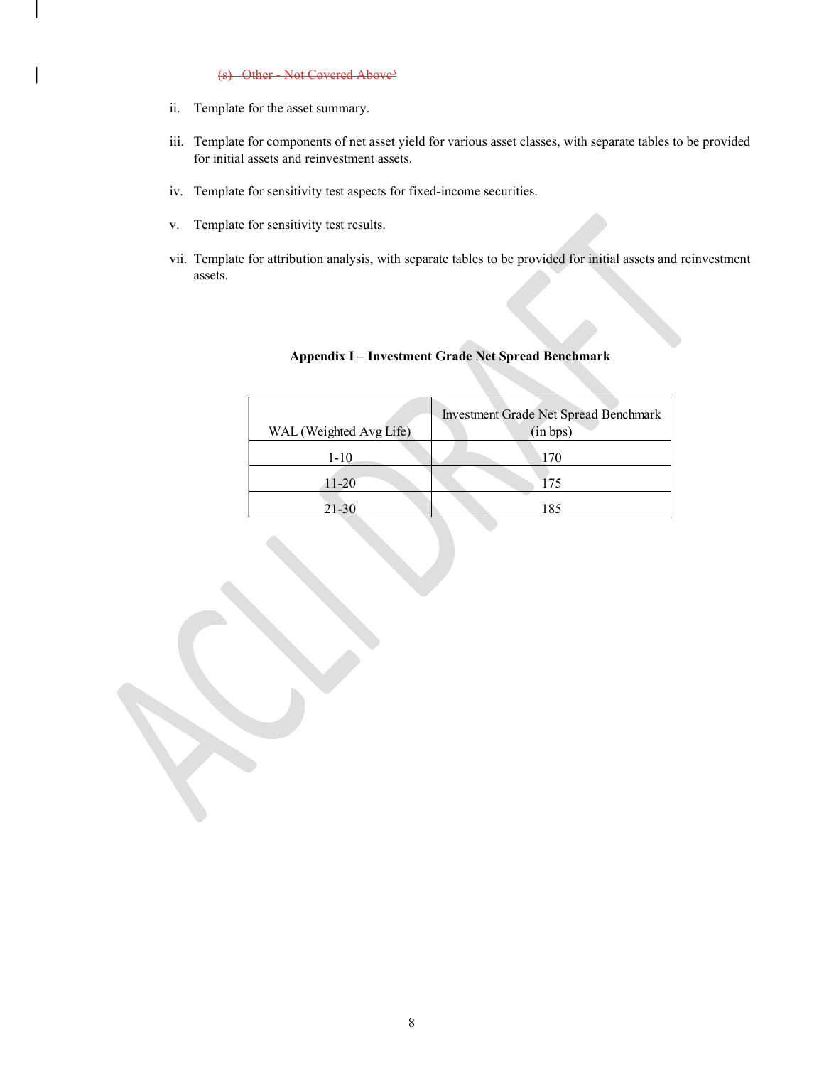~~(s) Other - Not Covered Above[3]~~

ii. Template for the asset summary.

iii. Template for components of net asset yield for various asset classes, with separate tables to be provided for initial assets and reinvestment assets.

iv. Template for sensitivity test aspects for fixed-income securities.

v. Template for sensitivity test results.

vii. Template for attribution analysis, with separate tables to be provided for initial assets and reinvestment assets.

**Appendix I – Investment Grade Net Spread Benchmark**

| WAL (Weighted Avg Life) | Investment Grade Net Spread Benchmark (in bps) |
|---|---|
| 1-10 | 170 |
| 11-20 | 175 |
| 21-30 | 185 |